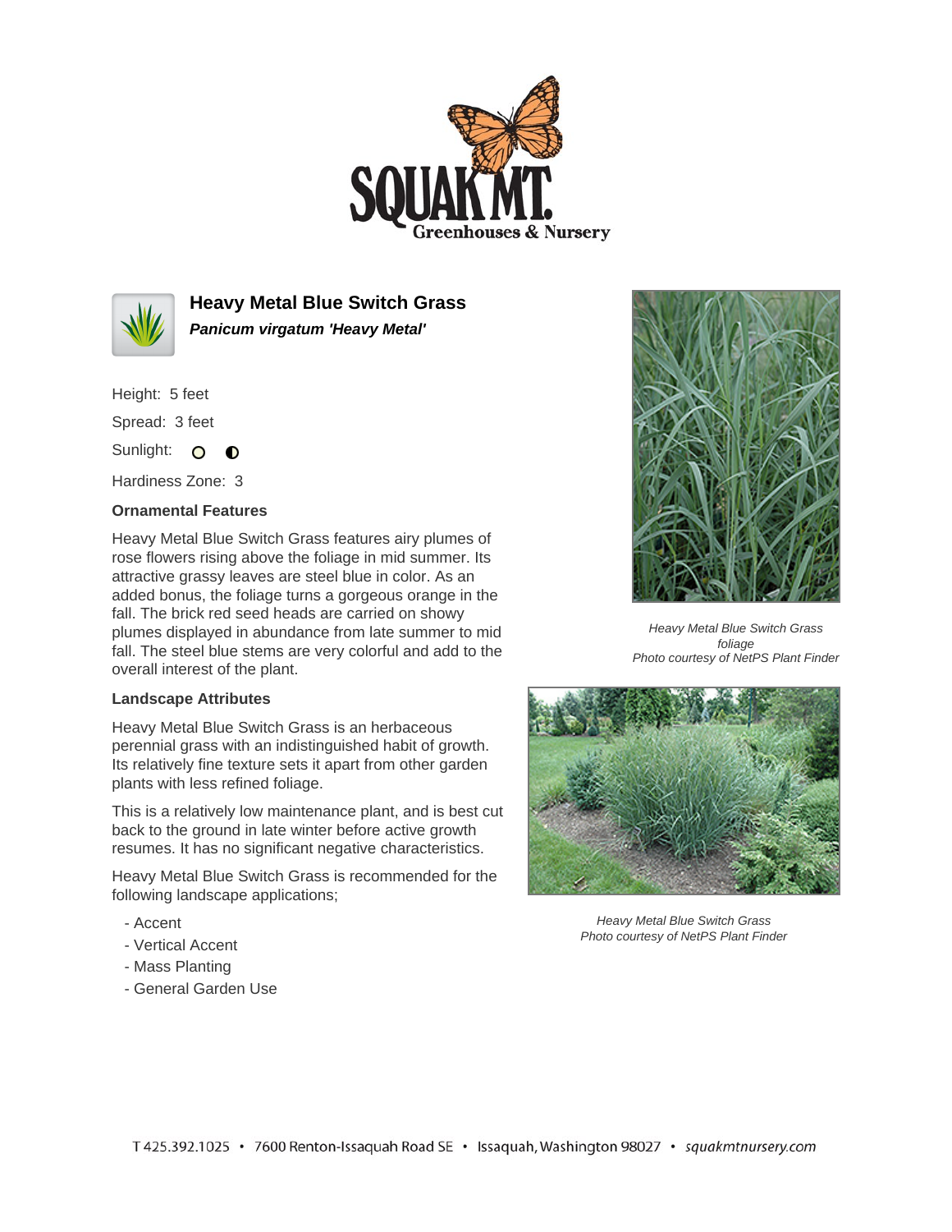# Heavy Metal Blue Switch Grass

***Panicum virgatum 'Heavy Metal'***

Height: 5 feet

Spread: 3 feet

Sunlight: ○ ◐

Hardiness Zone: 3

### Ornamental Features

Heavy Metal Blue Switch Grass features airy plumes of rose flowers rising above the foliage in mid summer. Its attractive grassy leaves are steel blue in color. As an added bonus, the foliage turns a gorgeous orange in the fall. The brick red seed heads are carried on showy plumes displayed in abundance from late summer to mid fall. The steel blue stems are very colorful and add to the overall interest of the plant.

### Landscape Attributes

Heavy Metal Blue Switch Grass is an herbaceous perennial grass with an indistinguished habit of growth. Its relatively fine texture sets it apart from other garden plants with less refined foliage.

This is a relatively low maintenance plant, and is best cut back to the ground in late winter before active growth resumes. It has no significant negative characteristics.

Heavy Metal Blue Switch Grass is recommended for the following landscape applications;

- Accent
- Vertical Accent
- Mass Planting
- General Garden Use

*Heavy Metal Blue Switch Grass foliage*
*Photo courtesy of NetPS Plant Finder*

*Heavy Metal Blue Switch Grass*
*Photo courtesy of NetPS Plant Finder*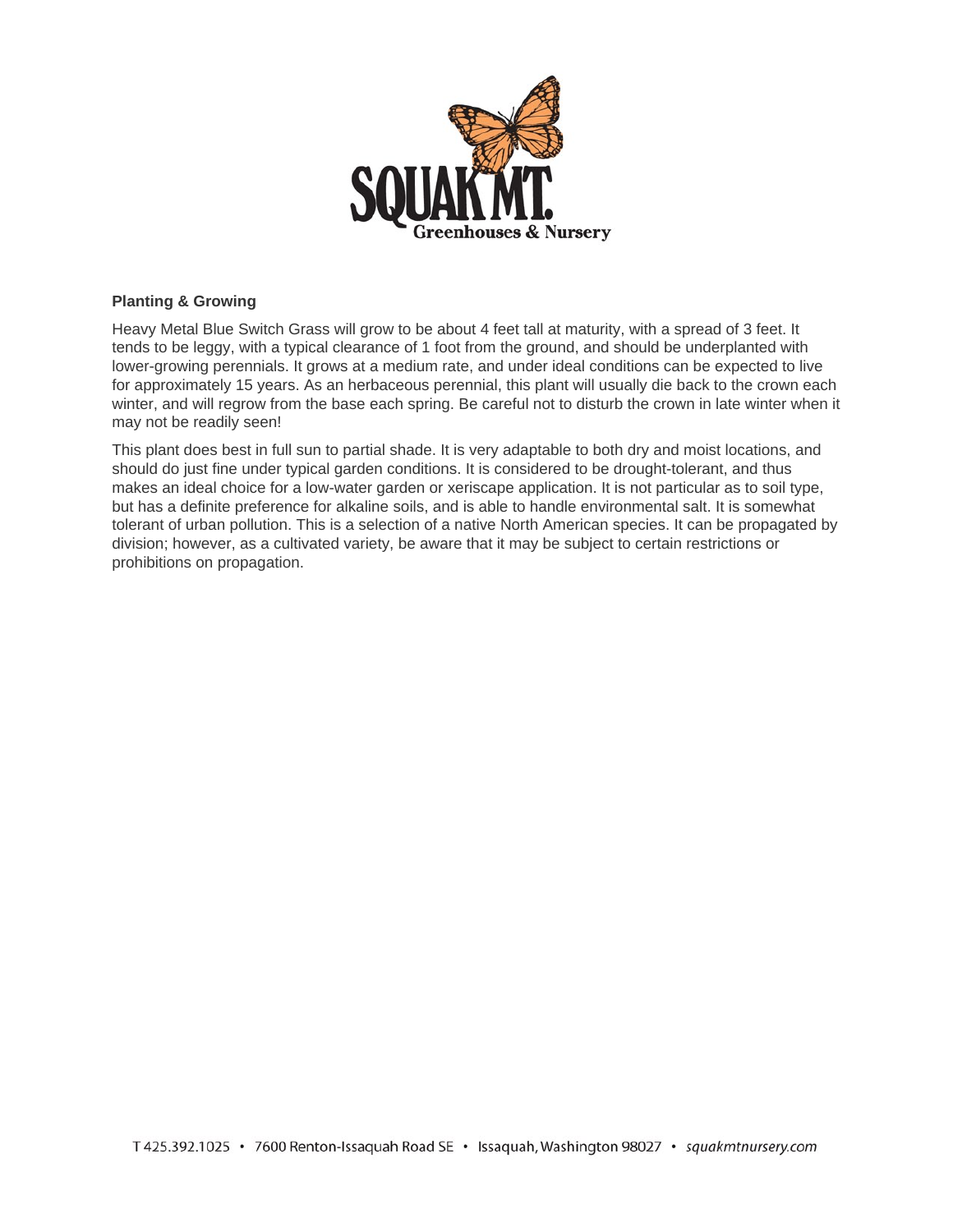**Planting & Growing**

Heavy Metal Blue Switch Grass will grow to be about 4 feet tall at maturity, with a spread of 3 feet. It tends to be leggy, with a typical clearance of 1 foot from the ground, and should be underplanted with lower-growing perennials. It grows at a medium rate, and under ideal conditions can be expected to live for approximately 15 years. As an herbaceous perennial, this plant will usually die back to the crown each winter, and will regrow from the base each spring. Be careful not to disturb the crown in late winter when it may not be readily seen!

This plant does best in full sun to partial shade. It is very adaptable to both dry and moist locations, and should do just fine under typical garden conditions. It is considered to be drought-tolerant, and thus makes an ideal choice for a low-water garden or xeriscape application. It is not particular as to soil type, but has a definite preference for alkaline soils, and is able to handle environmental salt. It is somewhat tolerant of urban pollution. This is a selection of a native North American species. It can be propagated by division; however, as a cultivated variety, be aware that it may be subject to certain restrictions or prohibitions on propagation.